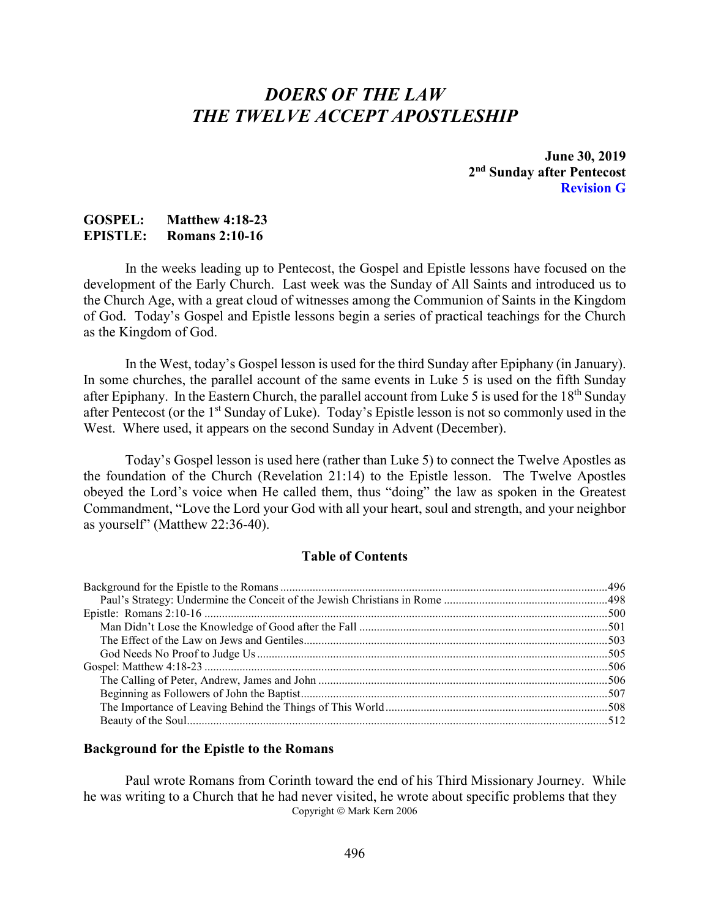# *DOERS OF THE LAW*
# *THE TWELVE ACCEPT APOSTLESHIP*

**June 30, 2019**
**2nd Sunday after Pentecost**
**Revision G**

**GOSPEL: Matthew 4:18-23**
**EPISTLE: Romans 2:10-16**

In the weeks leading up to Pentecost, the Gospel and Epistle lessons have focused on the development of the Early Church. Last week was the Sunday of All Saints and introduced us to the Church Age, with a great cloud of witnesses among the Communion of Saints in the Kingdom of God. Today's Gospel and Epistle lessons begin a series of practical teachings for the Church as the Kingdom of God.

In the West, today's Gospel lesson is used for the third Sunday after Epiphany (in January). In some churches, the parallel account of the same events in Luke 5 is used on the fifth Sunday after Epiphany. In the Eastern Church, the parallel account from Luke 5 is used for the 18th Sunday after Pentecost (or the 1st Sunday of Luke). Today's Epistle lesson is not so commonly used in the West. Where used, it appears on the second Sunday in Advent (December).

Today's Gospel lesson is used here (rather than Luke 5) to connect the Twelve Apostles as the foundation of the Church (Revelation 21:14) to the Epistle lesson. The Twelve Apostles obeyed the Lord's voice when He called them, thus "doing" the law as spoken in the Greatest Commandment, "Love the Lord your God with all your heart, soul and strength, and your neighbor as yourself" (Matthew 22:36-40).

### Table of Contents

| | |
|---|---|
| Background for the Epistle to the Romans | 496 |
| Paul's Strategy: Undermine the Conceit of the Jewish Christians in Rome | 498 |
| Epistle: Romans 2:10-16 | 500 |
| Man Didn't Lose the Knowledge of Good after the Fall | 501 |
| The Effect of the Law on Jews and Gentiles | 503 |
| God Needs No Proof to Judge Us | 505 |
| Gospel: Matthew 4:18-23 | 506 |
| The Calling of Peter, Andrew, James and John | 506 |
| Beginning as Followers of John the Baptist | 507 |
| The Importance of Leaving Behind the Things of This World | 508 |
| Beauty of the Soul | 512 |

### Background for the Epistle to the Romans

Paul wrote Romans from Corinth toward the end of his Third Missionary Journey. While he was writing to a Church that he had never visited, he wrote about specific problems that they

Copyright © Mark Kern 2006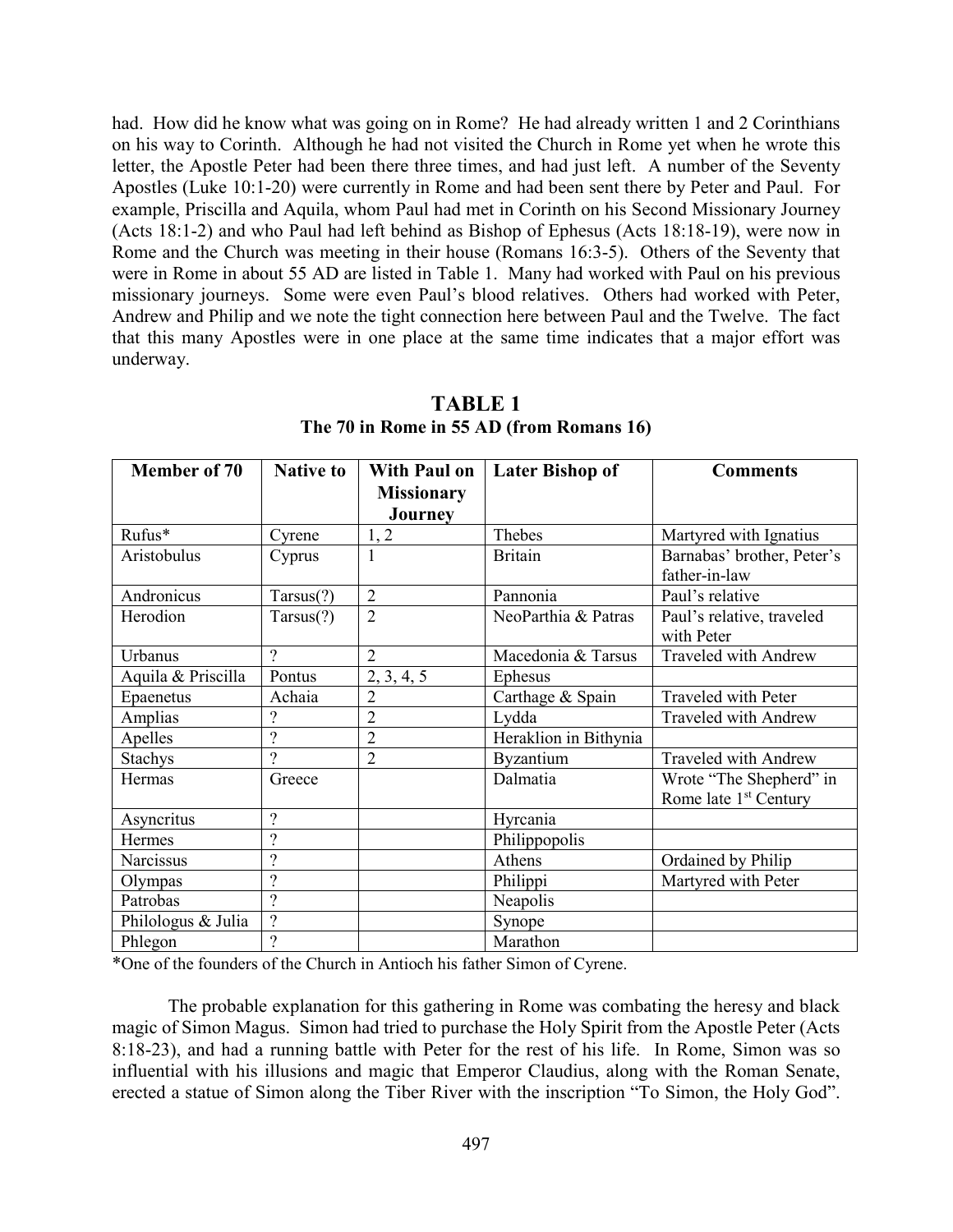had. How did he know what was going on in Rome? He had already written 1 and 2 Corinthians on his way to Corinth. Although he had not visited the Church in Rome yet when he wrote this letter, the Apostle Peter had been there three times, and had just left. A number of the Seventy Apostles (Luke 10:1-20) were currently in Rome and had been sent there by Peter and Paul. For example, Priscilla and Aquila, whom Paul had met in Corinth on his Second Missionary Journey (Acts 18:1-2) and who Paul had left behind as Bishop of Ephesus (Acts 18:18-19), were now in Rome and the Church was meeting in their house (Romans 16:3-5). Others of the Seventy that were in Rome in about 55 AD are listed in Table 1. Many had worked with Paul on his previous missionary journeys. Some were even Paul's blood relatives. Others had worked with Peter, Andrew and Philip and we note the tight connection here between Paul and the Twelve. The fact that this many Apostles were in one place at the same time indicates that a major effort was underway.

## TABLE 1
**The 70 in Rome in 55 AD (from Romans 16)**

| Member of 70 | Native to | With Paul on Missionary Journey | Later Bishop of | Comments |
|---|---|---|---|---|
| Rufus* | Cyrene | 1, 2 | Thebes | Martyred with Ignatius |
| Aristobulus | Cyprus | 1 | Britain | Barnabas' brother, Peter's father-in-law |
| Andronicus | Tarsus(?) | 2 | Pannonia | Paul's relative |
| Herodion | Tarsus(?) | 2 | NeoParthia & Patras | Paul's relative, traveled with Peter |
| Urbanus | ? | 2 | Macedonia & Tarsus | Traveled with Andrew |
| Aquila & Priscilla | Pontus | 2, 3, 4, 5 | Ephesus | |
| Epaenetus | Achaia | 2 | Carthage & Spain | Traveled with Peter |
| Amplias | ? | 2 | Lydda | Traveled with Andrew |
| Apelles | ? | 2 | Heraklion in Bithynia | |
| Stachys | ? | 2 | Byzantium | Traveled with Andrew |
| Hermas | Greece | | Dalmatia | Wrote "The Shepherd" in Rome late 1st Century |
| Asyncritus | ? | | Hyrcania | |
| Hermes | ? | | Philippopolis | |
| Narcissus | ? | | Athens | Ordained by Philip |
| Olympas | ? | | Philippi | Martyred with Peter |
| Patrobas | ? | | Neapolis | |
| Philologus & Julia | ? | | Synope | |
| Phlegon | ? | | Marathon | |

*One of the founders of the Church in Antioch his father Simon of Cyrene.

The probable explanation for this gathering in Rome was combating the heresy and black magic of Simon Magus. Simon had tried to purchase the Holy Spirit from the Apostle Peter (Acts 8:18-23), and had a running battle with Peter for the rest of his life. In Rome, Simon was so influential with his illusions and magic that Emperor Claudius, along with the Roman Senate, erected a statue of Simon along the Tiber River with the inscription "To Simon, the Holy God".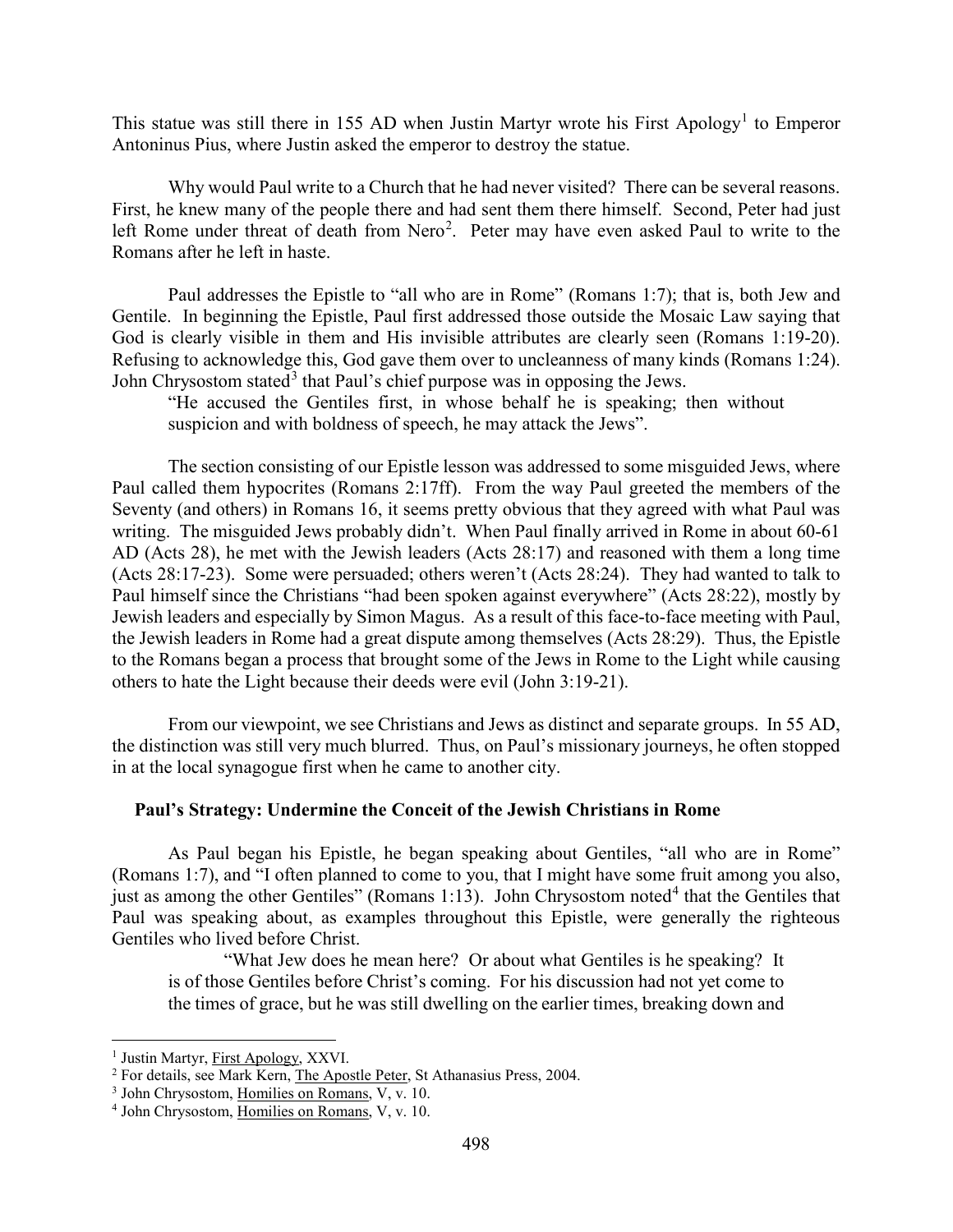This statue was still there in 155 AD when Justin Martyr wrote his First Apology[1] to Emperor Antoninus Pius, where Justin asked the emperor to destroy the statue.

Why would Paul write to a Church that he had never visited? There can be several reasons. First, he knew many of the people there and had sent them there himself. Second, Peter had just left Rome under threat of death from Nero[2]. Peter may have even asked Paul to write to the Romans after he left in haste.

Paul addresses the Epistle to "all who are in Rome" (Romans 1:7); that is, both Jew and Gentile. In beginning the Epistle, Paul first addressed those outside the Mosaic Law saying that God is clearly visible in them and His invisible attributes are clearly seen (Romans 1:19-20). Refusing to acknowledge this, God gave them over to uncleanness of many kinds (Romans 1:24). John Chrysostom stated[3] that Paul's chief purpose was in opposing the Jews.

> "He accused the Gentiles first, in whose behalf he is speaking; then without suspicion and with boldness of speech, he may attack the Jews".

The section consisting of our Epistle lesson was addressed to some misguided Jews, where Paul called them hypocrites (Romans 2:17ff). From the way Paul greeted the members of the Seventy (and others) in Romans 16, it seems pretty obvious that they agreed with what Paul was writing. The misguided Jews probably didn't. When Paul finally arrived in Rome in about 60-61 AD (Acts 28), he met with the Jewish leaders (Acts 28:17) and reasoned with them a long time (Acts 28:17-23). Some were persuaded; others weren't (Acts 28:24). They had wanted to talk to Paul himself since the Christians "had been spoken against everywhere" (Acts 28:22), mostly by Jewish leaders and especially by Simon Magus. As a result of this face-to-face meeting with Paul, the Jewish leaders in Rome had a great dispute among themselves (Acts 28:29). Thus, the Epistle to the Romans began a process that brought some of the Jews in Rome to the Light while causing others to hate the Light because their deeds were evil (John 3:19-21).

From our viewpoint, we see Christians and Jews as distinct and separate groups. In 55 AD, the distinction was still very much blurred. Thus, on Paul's missionary journeys, he often stopped in at the local synagogue first when he came to another city.

### Paul's Strategy: Undermine the Conceit of the Jewish Christians in Rome

As Paul began his Epistle, he began speaking about Gentiles, "all who are in Rome" (Romans 1:7), and "I often planned to come to you, that I might have some fruit among you also, just as among the other Gentiles" (Romans 1:13). John Chrysostom noted[4] that the Gentiles that Paul was speaking about, as examples throughout this Epistle, were generally the righteous Gentiles who lived before Christ.

> "What Jew does he mean here? Or about what Gentiles is he speaking? It is of those Gentiles before Christ's coming. For his discussion had not yet come to the times of grace, but he was still dwelling on the earlier times, breaking down and

---

[1] Justin Martyr, First Apology, XXVI.

[2] For details, see Mark Kern, The Apostle Peter, St Athanasius Press, 2004.

[3] John Chrysostom, Homilies on Romans, V, v. 10.

[4] John Chrysostom, Homilies on Romans, V, v. 10.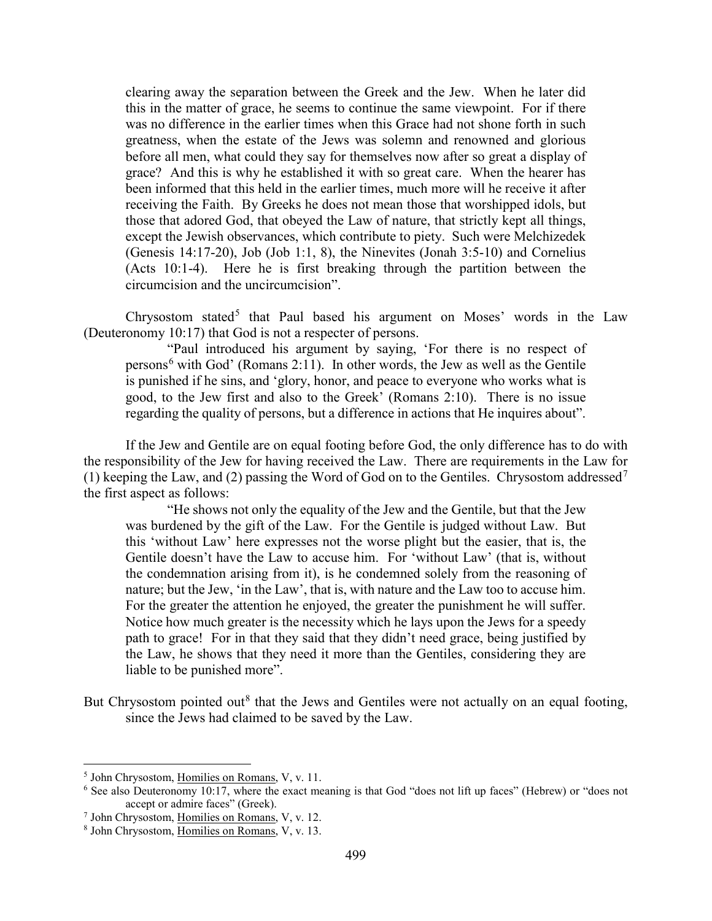> clearing away the separation between the Greek and the Jew. When he later did this in the matter of grace, he seems to continue the same viewpoint. For if there was no difference in the earlier times when this Grace had not shone forth in such greatness, when the estate of the Jews was solemn and renowned and glorious before all men, what could they say for themselves now after so great a display of grace? And this is why he established it with so great care. When the hearer has been informed that this held in the earlier times, much more will he receive it after receiving the Faith. By Greeks he does not mean those that worshipped idols, but those that adored God, that obeyed the Law of nature, that strictly kept all things, except the Jewish observances, which contribute to piety. Such were Melchizedek (Genesis 14:17-20), Job (Job 1:1, 8), the Ninevites (Jonah 3:5-10) and Cornelius (Acts 10:1-4). Here he is first breaking through the partition between the circumcision and the uncircumcision".

Chrysostom stated[5] that Paul based his argument on Moses' words in the Law (Deuteronomy 10:17) that God is not a respecter of persons.

> "Paul introduced his argument by saying, 'For there is no respect of persons[6] with God' (Romans 2:11). In other words, the Jew as well as the Gentile is punished if he sins, and 'glory, honor, and peace to everyone who works what is good, to the Jew first and also to the Greek' (Romans 2:10). There is no issue regarding the quality of persons, but a difference in actions that He inquires about".

If the Jew and Gentile are on equal footing before God, the only difference has to do with the responsibility of the Jew for having received the Law. There are requirements in the Law for (1) keeping the Law, and (2) passing the Word of God on to the Gentiles. Chrysostom addressed[7] the first aspect as follows:

> "He shows not only the equality of the Jew and the Gentile, but that the Jew was burdened by the gift of the Law. For the Gentile is judged without Law. But this 'without Law' here expresses not the worse plight but the easier, that is, the Gentile doesn't have the Law to accuse him. For 'without Law' (that is, without the condemnation arising from it), is he condemned solely from the reasoning of nature; but the Jew, 'in the Law', that is, with nature and the Law too to accuse him. For the greater the attention he enjoyed, the greater the punishment he will suffer. Notice how much greater is the necessity which he lays upon the Jews for a speedy path to grace! For in that they said that they didn't need grace, being justified by the Law, he shows that they need it more than the Gentiles, considering they are liable to be punished more".

But Chrysostom pointed out[8] that the Jews and Gentiles were not actually on an equal footing, since the Jews had claimed to be saved by the Law.

---

[5] John Chrysostom, Homilies on Romans, V, v. 11.

[6] See also Deuteronomy 10:17, where the exact meaning is that God "does not lift up faces" (Hebrew) or "does not accept or admire faces" (Greek).

[7] John Chrysostom, Homilies on Romans, V, v. 12.

[8] John Chrysostom, Homilies on Romans, V, v. 13.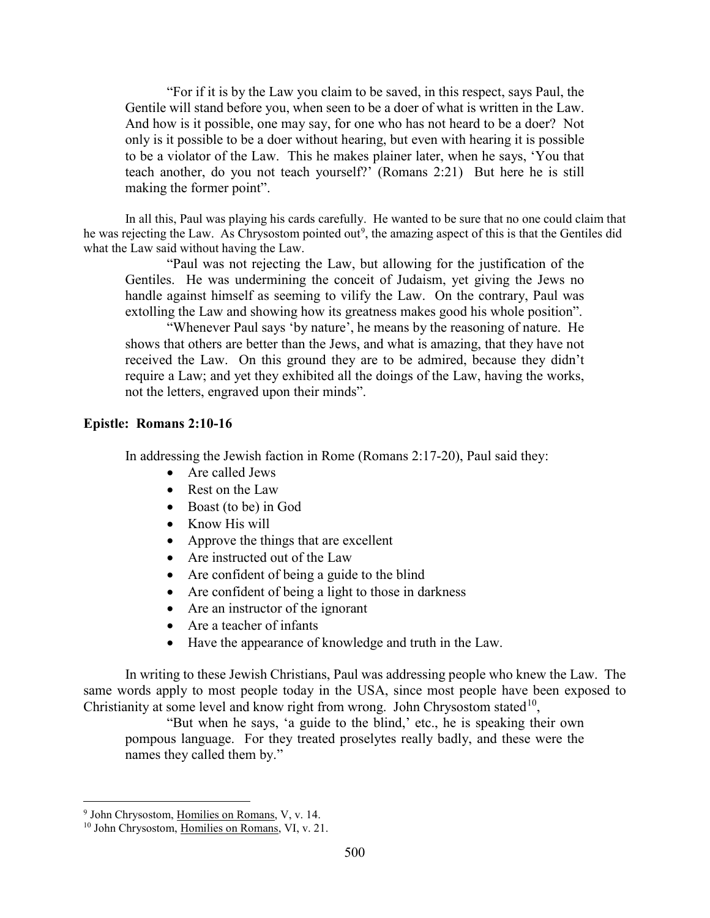> "For if it is by the Law you claim to be saved, in this respect, says Paul, the Gentile will stand before you, when seen to be a doer of what is written in the Law. And how is it possible, one may say, for one who has not heard to be a doer? Not only is it possible to be a doer without hearing, but even with hearing it is possible to be a violator of the Law. This he makes plainer later, when he says, 'You that teach another, do you not teach yourself?' (Romans 2:21) But here he is still making the former point".

In all this, Paul was playing his cards carefully. He wanted to be sure that no one could claim that he was rejecting the Law. As Chrysostom pointed out[9], the amazing aspect of this is that the Gentiles did what the Law said without having the Law.

> "Paul was not rejecting the Law, but allowing for the justification of the Gentiles. He was undermining the conceit of Judaism, yet giving the Jews no handle against himself as seeming to vilify the Law. On the contrary, Paul was extolling the Law and showing how its greatness makes good his whole position".
>
> "Whenever Paul says 'by nature', he means by the reasoning of nature. He shows that others are better than the Jews, and what is amazing, that they have not received the Law. On this ground they are to be admired, because they didn't require a Law; and yet they exhibited all the doings of the Law, having the works, not the letters, engraved upon their minds".

**Epistle: Romans 2:10-16**

In addressing the Jewish faction in Rome (Romans 2:17-20), Paul said they:

- Are called Jews
- Rest on the Law
- Boast (to be) in God
- Know His will
- Approve the things that are excellent
- Are instructed out of the Law
- Are confident of being a guide to the blind
- Are confident of being a light to those in darkness
- Are an instructor of the ignorant
- Are a teacher of infants
- Have the appearance of knowledge and truth in the Law.

In writing to these Jewish Christians, Paul was addressing people who knew the Law. The same words apply to most people today in the USA, since most people have been exposed to Christianity at some level and know right from wrong. John Chrysostom stated[10],

> "But when he says, 'a guide to the blind,' etc., he is speaking their own pompous language. For they treated proselytes really badly, and these were the names they called them by."

---

[9] John Chrysostom, Homilies on Romans, V, v. 14.

[10] John Chrysostom, Homilies on Romans, VI, v. 21.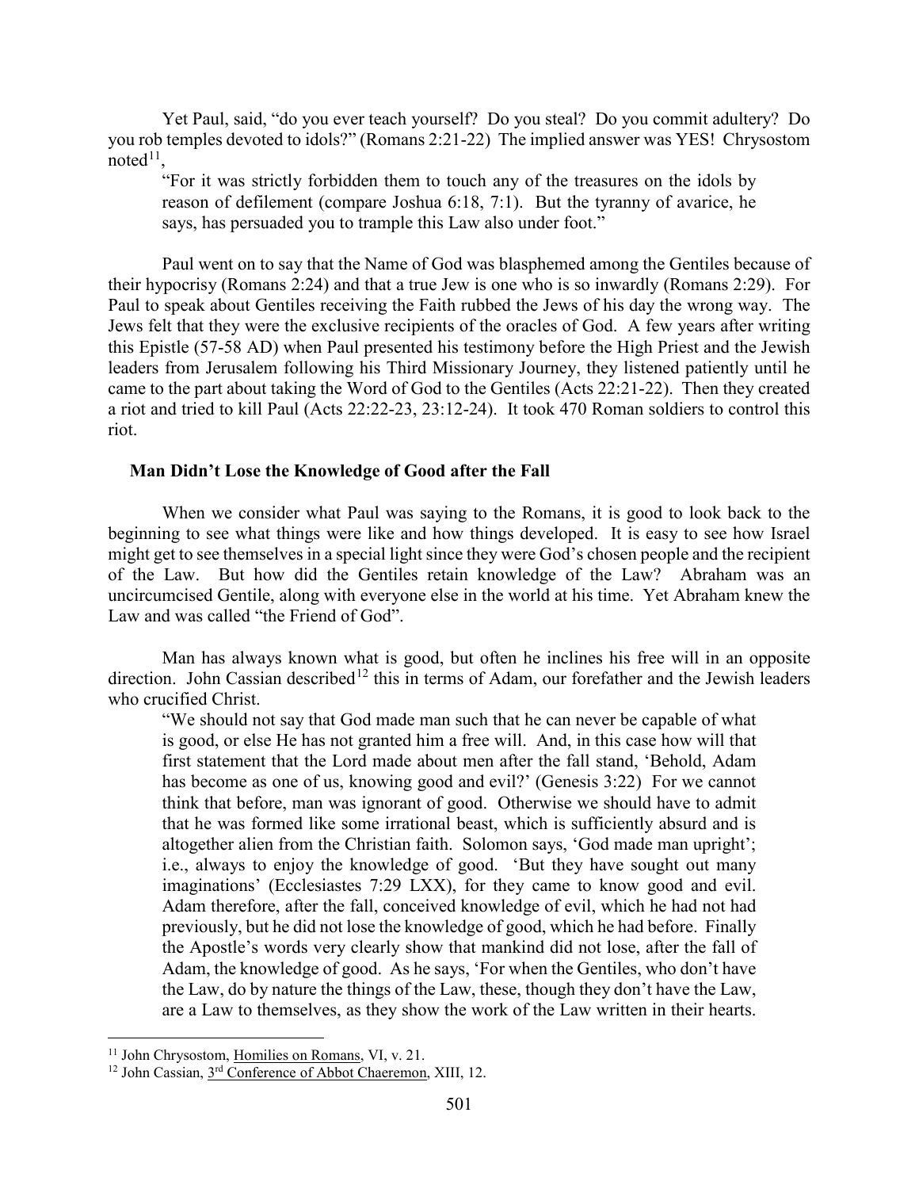Yet Paul, said, "do you ever teach yourself? Do you steal? Do you commit adultery? Do you rob temples devoted to idols?" (Romans 2:21-22) The implied answer was YES! Chrysostom noted[11],

> "For it was strictly forbidden them to touch any of the treasures on the idols by reason of defilement (compare Joshua 6:18, 7:1). But the tyranny of avarice, he says, has persuaded you to trample this Law also under foot."

Paul went on to say that the Name of God was blasphemed among the Gentiles because of their hypocrisy (Romans 2:24) and that a true Jew is one who is so inwardly (Romans 2:29). For Paul to speak about Gentiles receiving the Faith rubbed the Jews of his day the wrong way. The Jews felt that they were the exclusive recipients of the oracles of God. A few years after writing this Epistle (57-58 AD) when Paul presented his testimony before the High Priest and the Jewish leaders from Jerusalem following his Third Missionary Journey, they listened patiently until he came to the part about taking the Word of God to the Gentiles (Acts 22:21-22). Then they created a riot and tried to kill Paul (Acts 22:22-23, 23:12-24). It took 470 Roman soldiers to control this riot.

### Man Didn't Lose the Knowledge of Good after the Fall

When we consider what Paul was saying to the Romans, it is good to look back to the beginning to see what things were like and how things developed. It is easy to see how Israel might get to see themselves in a special light since they were God's chosen people and the recipient of the Law. But how did the Gentiles retain knowledge of the Law? Abraham was an uncircumcised Gentile, along with everyone else in the world at his time. Yet Abraham knew the Law and was called "the Friend of God".

Man has always known what is good, but often he inclines his free will in an opposite direction. John Cassian described[12] this in terms of Adam, our forefather and the Jewish leaders who crucified Christ.

> "We should not say that God made man such that he can never be capable of what is good, or else He has not granted him a free will. And, in this case how will that first statement that the Lord made about men after the fall stand, 'Behold, Adam has become as one of us, knowing good and evil?' (Genesis 3:22) For we cannot think that before, man was ignorant of good. Otherwise we should have to admit that he was formed like some irrational beast, which is sufficiently absurd and is altogether alien from the Christian faith. Solomon says, 'God made man upright'; i.e., always to enjoy the knowledge of good. 'But they have sought out many imaginations' (Ecclesiastes 7:29 LXX), for they came to know good and evil. Adam therefore, after the fall, conceived knowledge of evil, which he had not had previously, but he did not lose the knowledge of good, which he had before. Finally the Apostle's words very clearly show that mankind did not lose, after the fall of Adam, the knowledge of good. As he says, 'For when the Gentiles, who don't have the Law, do by nature the things of the Law, these, though they don't have the Law, are a Law to themselves, as they show the work of the Law written in their hearts.

---

[11] John Chrysostom, Homilies on Romans, VI, v. 21.

[12] John Cassian, 3rd Conference of Abbot Chaeremon, XIII, 12.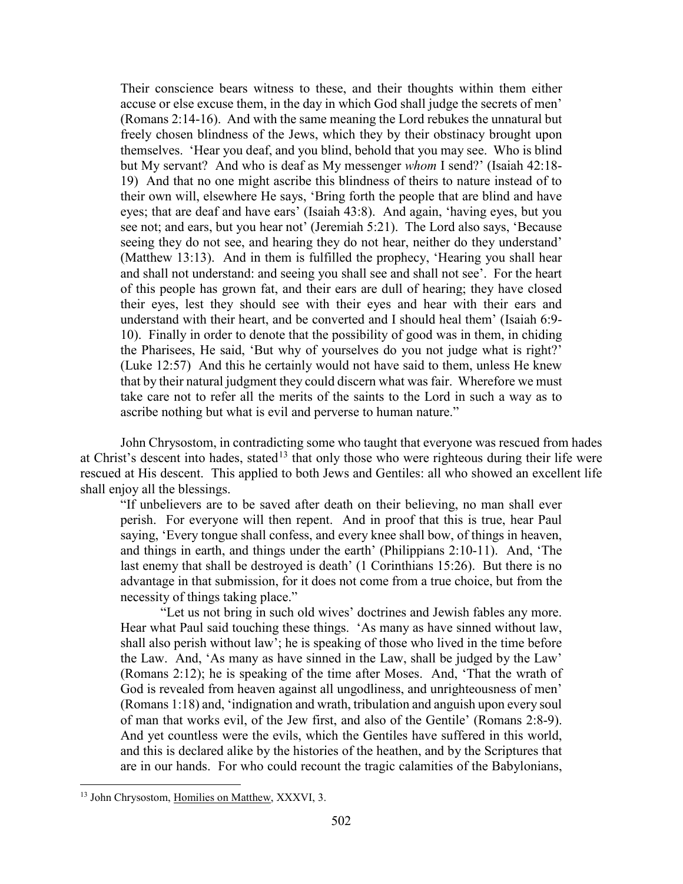> Their conscience bears witness to these, and their thoughts within them either accuse or else excuse them, in the day in which God shall judge the secrets of men' (Romans 2:14-16). And with the same meaning the Lord rebukes the unnatural but freely chosen blindness of the Jews, which they by their obstinacy brought upon themselves. 'Hear you deaf, and you blind, behold that you may see. Who is blind but My servant? And who is deaf as My messenger *whom* I send?' (Isaiah 42:18-19) And that no one might ascribe this blindness of theirs to nature instead of to their own will, elsewhere He says, 'Bring forth the people that are blind and have eyes; that are deaf and have ears' (Isaiah 43:8). And again, 'having eyes, but you see not; and ears, but you hear not' (Jeremiah 5:21). The Lord also says, 'Because seeing they do not see, and hearing they do not hear, neither do they understand' (Matthew 13:13). And in them is fulfilled the prophecy, 'Hearing you shall hear and shall not understand: and seeing you shall see and shall not see'. For the heart of this people has grown fat, and their ears are dull of hearing; they have closed their eyes, lest they should see with their eyes and hear with their ears and understand with their heart, and be converted and I should heal them' (Isaiah 6:9-10). Finally in order to denote that the possibility of good was in them, in chiding the Pharisees, He said, 'But why of yourselves do you not judge what is right?' (Luke 12:57) And this he certainly would not have said to them, unless He knew that by their natural judgment they could discern what was fair. Wherefore we must take care not to refer all the merits of the saints to the Lord in such a way as to ascribe nothing but what is evil and perverse to human nature."

John Chrysostom, in contradicting some who taught that everyone was rescued from hades at Christ's descent into hades, stated[13] that only those who were righteous during their life were rescued at His descent. This applied to both Jews and Gentiles: all who showed an excellent life shall enjoy all the blessings.

> "If unbelievers are to be saved after death on their believing, no man shall ever perish. For everyone will then repent. And in proof that this is true, hear Paul saying, 'Every tongue shall confess, and every knee shall bow, of things in heaven, and things in earth, and things under the earth' (Philippians 2:10-11). And, 'The last enemy that shall be destroyed is death' (1 Corinthians 15:26). But there is no advantage in that submission, for it does not come from a true choice, but from the necessity of things taking place."
>
> "Let us not bring in such old wives' doctrines and Jewish fables any more. Hear what Paul said touching these things. 'As many as have sinned without law, shall also perish without law'; he is speaking of those who lived in the time before the Law. And, 'As many as have sinned in the Law, shall be judged by the Law' (Romans 2:12); he is speaking of the time after Moses. And, 'That the wrath of God is revealed from heaven against all ungodliness, and unrighteousness of men' (Romans 1:18) and, 'indignation and wrath, tribulation and anguish upon every soul of man that works evil, of the Jew first, and also of the Gentile' (Romans 2:8-9). And yet countless were the evils, which the Gentiles have suffered in this world, and this is declared alike by the histories of the heathen, and by the Scriptures that are in our hands. For who could recount the tragic calamities of the Babylonians,

[13] John Chrysostom, Homilies on Matthew, XXXVI, 3.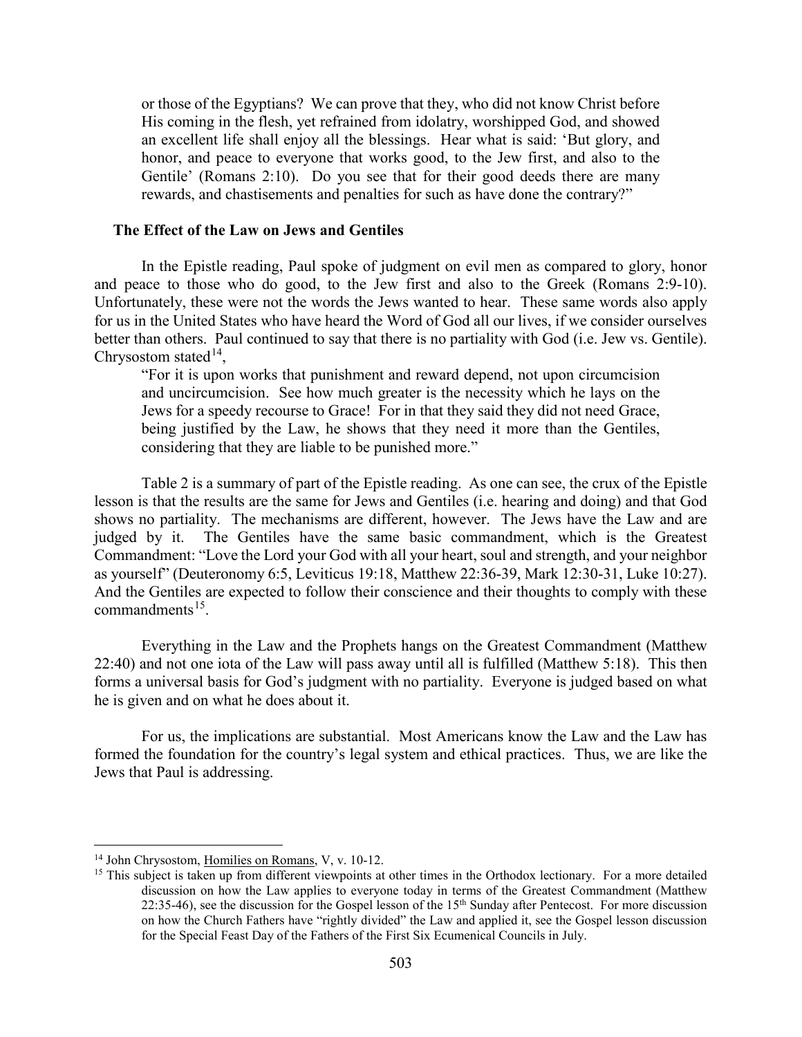> or those of the Egyptians? We can prove that they, who did not know Christ before His coming in the flesh, yet refrained from idolatry, worshipped God, and showed an excellent life shall enjoy all the blessings. Hear what is said: 'But glory, and honor, and peace to everyone that works good, to the Jew first, and also to the Gentile' (Romans 2:10). Do you see that for their good deeds there are many rewards, and chastisements and penalties for such as have done the contrary?"

### The Effect of the Law on Jews and Gentiles

In the Epistle reading, Paul spoke of judgment on evil men as compared to glory, honor and peace to those who do good, to the Jew first and also to the Greek (Romans 2:9-10). Unfortunately, these were not the words the Jews wanted to hear. These same words also apply for us in the United States who have heard the Word of God all our lives, if we consider ourselves better than others. Paul continued to say that there is no partiality with God (i.e. Jew vs. Gentile). Chrysostom stated[14],

> "For it is upon works that punishment and reward depend, not upon circumcision and uncircumcision. See how much greater is the necessity which he lays on the Jews for a speedy recourse to Grace! For in that they said they did not need Grace, being justified by the Law, he shows that they need it more than the Gentiles, considering that they are liable to be punished more."

Table 2 is a summary of part of the Epistle reading. As one can see, the crux of the Epistle lesson is that the results are the same for Jews and Gentiles (i.e. hearing and doing) and that God shows no partiality. The mechanisms are different, however. The Jews have the Law and are judged by it. The Gentiles have the same basic commandment, which is the Greatest Commandment: "Love the Lord your God with all your heart, soul and strength, and your neighbor as yourself" (Deuteronomy 6:5, Leviticus 19:18, Matthew 22:36-39, Mark 12:30-31, Luke 10:27). And the Gentiles are expected to follow their conscience and their thoughts to comply with these commandments[15].

Everything in the Law and the Prophets hangs on the Greatest Commandment (Matthew 22:40) and not one iota of the Law will pass away until all is fulfilled (Matthew 5:18). This then forms a universal basis for God's judgment with no partiality. Everyone is judged based on what he is given and on what he does about it.

For us, the implications are substantial. Most Americans know the Law and the Law has formed the foundation for the country's legal system and ethical practices. Thus, we are like the Jews that Paul is addressing.

---

[14] John Chrysostom, Homilies on Romans, V, v. 10-12.

[15] This subject is taken up from different viewpoints at other times in the Orthodox lectionary. For a more detailed discussion on how the Law applies to everyone today in terms of the Greatest Commandment (Matthew 22:35-46), see the discussion for the Gospel lesson of the 15th Sunday after Pentecost. For more discussion on how the Church Fathers have "rightly divided" the Law and applied it, see the Gospel lesson discussion for the Special Feast Day of the Fathers of the First Six Ecumenical Councils in July.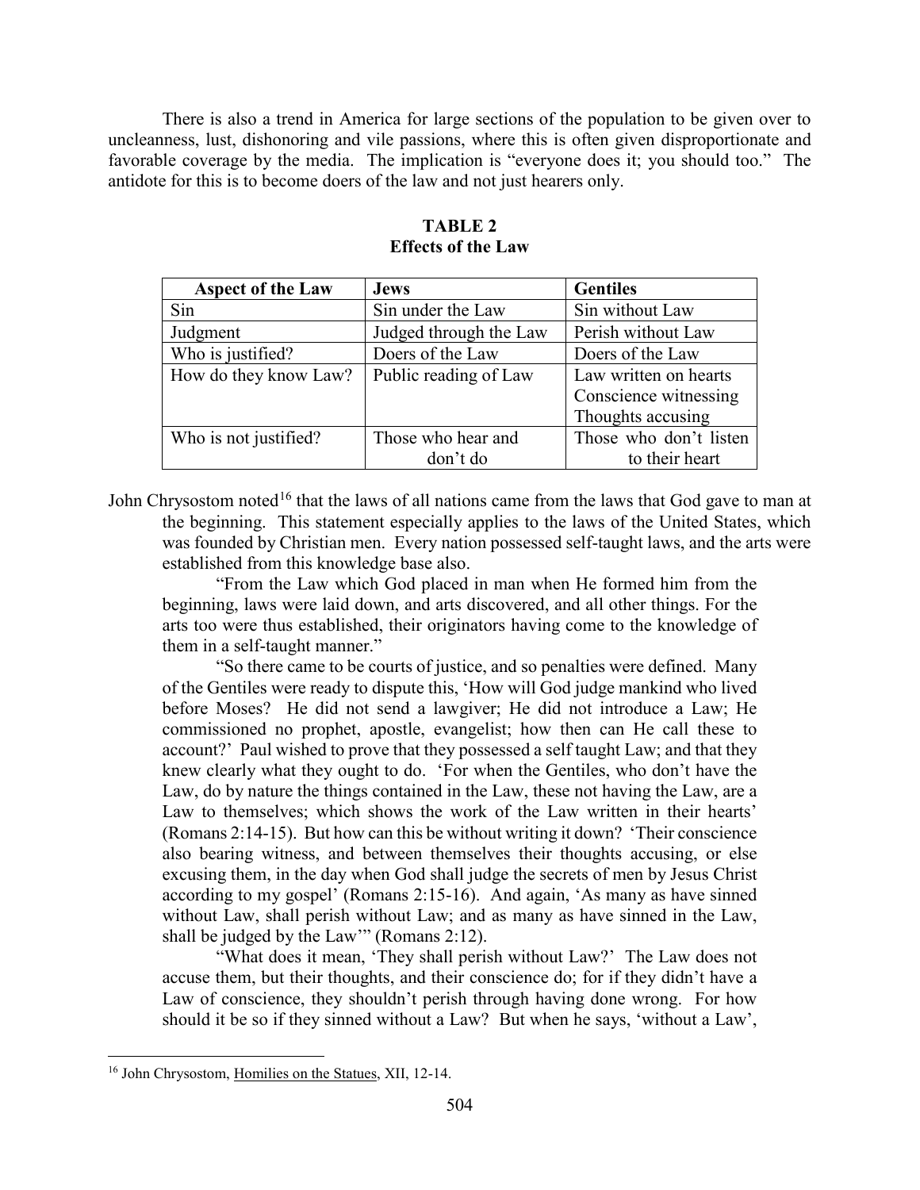There is also a trend in America for large sections of the population to be given over to uncleanness, lust, dishonoring and vile passions, where this is often given disproportionate and favorable coverage by the media. The implication is "everyone does it; you should too." The antidote for this is to become doers of the law and not just hearers only.

**TABLE 2**
**Effects of the Law**

| Aspect of the Law | Jews | Gentiles |
|---|---|---|
| Sin | Sin under the Law | Sin without Law |
| Judgment | Judged through the Law | Perish without Law |
| Who is justified? | Doers of the Law | Doers of the Law |
| How do they know Law? | Public reading of Law | Law written on hearts<br>Conscience witnessing<br>Thoughts accusing |
| Who is not justified? | Those who hear and don't do | Those who don't listen to their heart |

John Chrysostom noted[16] that the laws of all nations came from the laws that God gave to man at the beginning. This statement especially applies to the laws of the United States, which was founded by Christian men. Every nation possessed self-taught laws, and the arts were established from this knowledge base also.

> "From the Law which God placed in man when He formed him from the beginning, laws were laid down, and arts discovered, and all other things. For the arts too were thus established, their originators having come to the knowledge of them in a self-taught manner."
>
> "So there came to be courts of justice, and so penalties were defined. Many of the Gentiles were ready to dispute this, 'How will God judge mankind who lived before Moses? He did not send a lawgiver; He did not introduce a Law; He commissioned no prophet, apostle, evangelist; how then can He call these to account?' Paul wished to prove that they possessed a self taught Law; and that they knew clearly what they ought to do. 'For when the Gentiles, who don't have the Law, do by nature the things contained in the Law, these not having the Law, are a Law to themselves; which shows the work of the Law written in their hearts' (Romans 2:14-15). But how can this be without writing it down? 'Their conscience also bearing witness, and between themselves their thoughts accusing, or else excusing them, in the day when God shall judge the secrets of men by Jesus Christ according to my gospel' (Romans 2:15-16). And again, 'As many as have sinned without Law, shall perish without Law; and as many as have sinned in the Law, shall be judged by the Law'" (Romans 2:12).
>
> "What does it mean, 'They shall perish without Law?' The Law does not accuse them, but their thoughts, and their conscience do; for if they didn't have a Law of conscience, they shouldn't perish through having done wrong. For how should it be so if they sinned without a Law? But when he says, 'without a Law',

[16] John Chrysostom, Homilies on the Statues, XII, 12-14.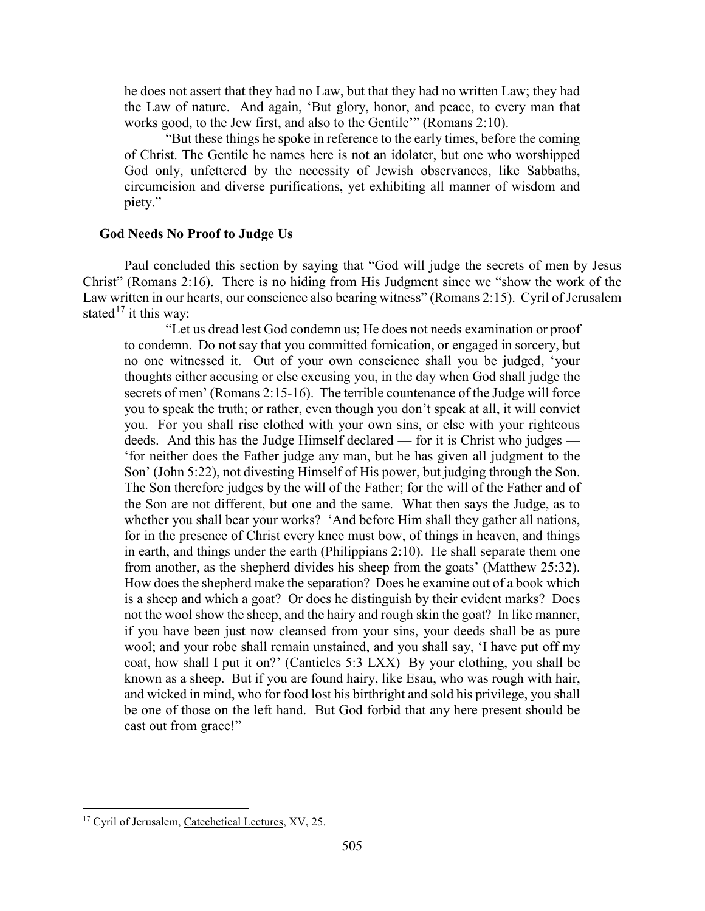he does not assert that they had no Law, but that they had no written Law; they had the Law of nature. And again, 'But glory, honor, and peace, to every man that works good, to the Jew first, and also to the Gentile'" (Romans 2:10).

"But these things he spoke in reference to the early times, before the coming of Christ. The Gentile he names here is not an idolater, but one who worshipped God only, unfettered by the necessity of Jewish observances, like Sabbaths, circumcision and diverse purifications, yet exhibiting all manner of wisdom and piety."

### God Needs No Proof to Judge Us

Paul concluded this section by saying that "God will judge the secrets of men by Jesus Christ" (Romans 2:16). There is no hiding from His Judgment since we "show the work of the Law written in our hearts, our conscience also bearing witness" (Romans 2:15). Cyril of Jerusalem stated[17] it this way:

> "Let us dread lest God condemn us; He does not needs examination or proof to condemn. Do not say that you committed fornication, or engaged in sorcery, but no one witnessed it. Out of your own conscience shall you be judged, 'your thoughts either accusing or else excusing you, in the day when God shall judge the secrets of men' (Romans 2:15-16). The terrible countenance of the Judge will force you to speak the truth; or rather, even though you don't speak at all, it will convict you. For you shall rise clothed with your own sins, or else with your righteous deeds. And this has the Judge Himself declared — for it is Christ who judges — 'for neither does the Father judge any man, but he has given all judgment to the Son' (John 5:22), not divesting Himself of His power, but judging through the Son. The Son therefore judges by the will of the Father; for the will of the Father and of the Son are not different, but one and the same. What then says the Judge, as to whether you shall bear your works? 'And before Him shall they gather all nations, for in the presence of Christ every knee must bow, of things in heaven, and things in earth, and things under the earth (Philippians 2:10). He shall separate them one from another, as the shepherd divides his sheep from the goats' (Matthew 25:32). How does the shepherd make the separation? Does he examine out of a book which is a sheep and which a goat? Or does he distinguish by their evident marks? Does not the wool show the sheep, and the hairy and rough skin the goat? In like manner, if you have been just now cleansed from your sins, your deeds shall be as pure wool; and your robe shall remain unstained, and you shall say, 'I have put off my coat, how shall I put it on?' (Canticles 5:3 LXX) By your clothing, you shall be known as a sheep. But if you are found hairy, like Esau, who was rough with hair, and wicked in mind, who for food lost his birthright and sold his privilege, you shall be one of those on the left hand. But God forbid that any here present should be cast out from grace!"

[17] Cyril of Jerusalem, Catechetical Lectures, XV, 25.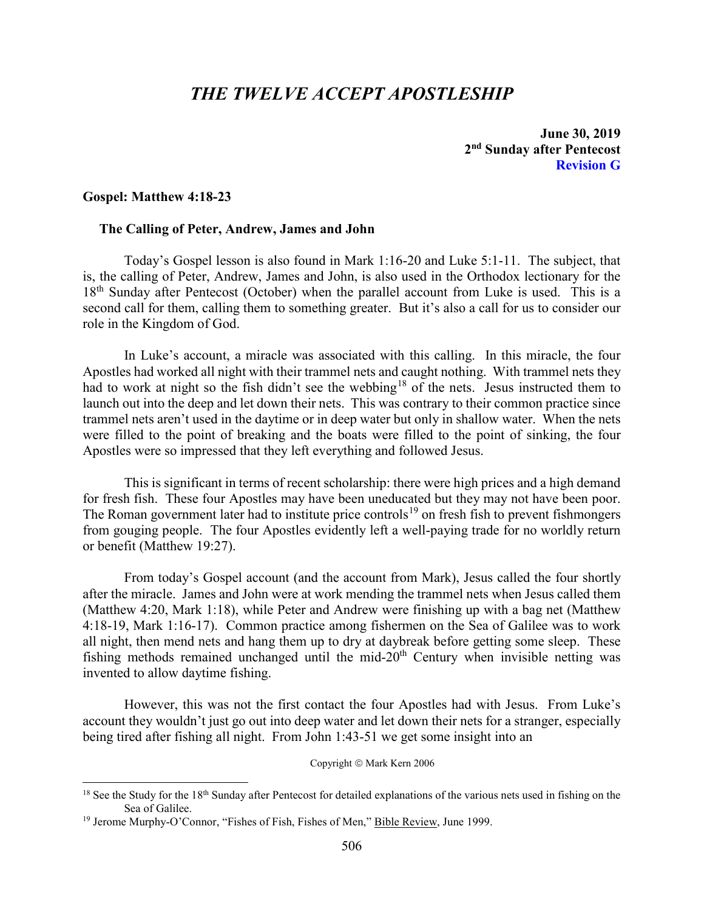# *THE TWELVE ACCEPT APOSTLESHIP*

**June 30, 2019**
**2nd Sunday after Pentecost**
**Revision G**

**Gospel: Matthew 4:18-23**

## The Calling of Peter, Andrew, James and John

Today's Gospel lesson is also found in Mark 1:16-20 and Luke 5:1-11. The subject, that is, the calling of Peter, Andrew, James and John, is also used in the Orthodox lectionary for the 18th Sunday after Pentecost (October) when the parallel account from Luke is used. This is a second call for them, calling them to something greater. But it's also a call for us to consider our role in the Kingdom of God.

In Luke's account, a miracle was associated with this calling. In this miracle, the four Apostles had worked all night with their trammel nets and caught nothing. With trammel nets they had to work at night so the fish didn't see the webbing[18] of the nets. Jesus instructed them to launch out into the deep and let down their nets. This was contrary to their common practice since trammel nets aren't used in the daytime or in deep water but only in shallow water. When the nets were filled to the point of breaking and the boats were filled to the point of sinking, the four Apostles were so impressed that they left everything and followed Jesus.

This is significant in terms of recent scholarship: there were high prices and a high demand for fresh fish. These four Apostles may have been uneducated but they may not have been poor. The Roman government later had to institute price controls[19] on fresh fish to prevent fishmongers from gouging people. The four Apostles evidently left a well-paying trade for no worldly return or benefit (Matthew 19:27).

From today's Gospel account (and the account from Mark), Jesus called the four shortly after the miracle. James and John were at work mending the trammel nets when Jesus called them (Matthew 4:20, Mark 1:18), while Peter and Andrew were finishing up with a bag net (Matthew 4:18-19, Mark 1:16-17). Common practice among fishermen on the Sea of Galilee was to work all night, then mend nets and hang them up to dry at daybreak before getting some sleep. These fishing methods remained unchanged until the mid-20th Century when invisible netting was invented to allow daytime fishing.

However, this was not the first contact the four Apostles had with Jesus. From Luke's account they wouldn't just go out into deep water and let down their nets for a stranger, especially being tired after fishing all night. From John 1:43-51 we get some insight into an

Copyright © Mark Kern 2006

---

[18] See the Study for the 18th Sunday after Pentecost for detailed explanations of the various nets used in fishing on the Sea of Galilee.

[19] Jerome Murphy-O'Connor, "Fishes of Fish, Fishes of Men," Bible Review, June 1999.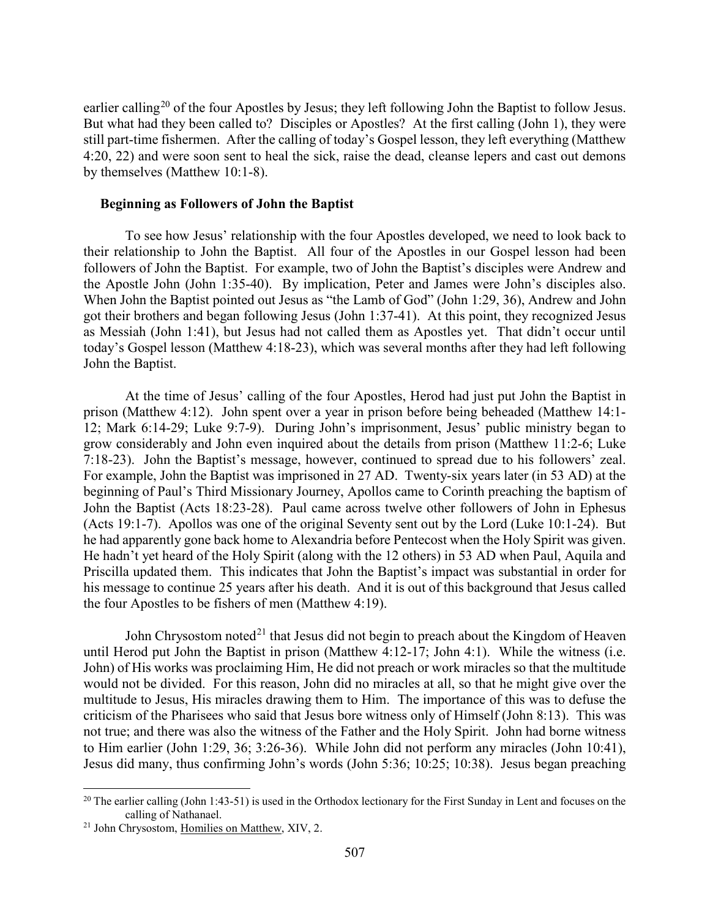earlier calling[20] of the four Apostles by Jesus; they left following John the Baptist to follow Jesus. But what had they been called to? Disciples or Apostles? At the first calling (John 1), they were still part-time fishermen. After the calling of today's Gospel lesson, they left everything (Matthew 4:20, 22) and were soon sent to heal the sick, raise the dead, cleanse lepers and cast out demons by themselves (Matthew 10:1-8).

### Beginning as Followers of John the Baptist

To see how Jesus' relationship with the four Apostles developed, we need to look back to their relationship to John the Baptist. All four of the Apostles in our Gospel lesson had been followers of John the Baptist. For example, two of John the Baptist's disciples were Andrew and the Apostle John (John 1:35-40). By implication, Peter and James were John's disciples also. When John the Baptist pointed out Jesus as "the Lamb of God" (John 1:29, 36), Andrew and John got their brothers and began following Jesus (John 1:37-41). At this point, they recognized Jesus as Messiah (John 1:41), but Jesus had not called them as Apostles yet. That didn't occur until today's Gospel lesson (Matthew 4:18-23), which was several months after they had left following John the Baptist.

At the time of Jesus' calling of the four Apostles, Herod had just put John the Baptist in prison (Matthew 4:12). John spent over a year in prison before being beheaded (Matthew 14:1-12; Mark 6:14-29; Luke 9:7-9). During John's imprisonment, Jesus' public ministry began to grow considerably and John even inquired about the details from prison (Matthew 11:2-6; Luke 7:18-23). John the Baptist's message, however, continued to spread due to his followers' zeal. For example, John the Baptist was imprisoned in 27 AD. Twenty-six years later (in 53 AD) at the beginning of Paul's Third Missionary Journey, Apollos came to Corinth preaching the baptism of John the Baptist (Acts 18:23-28). Paul came across twelve other followers of John in Ephesus (Acts 19:1-7). Apollos was one of the original Seventy sent out by the Lord (Luke 10:1-24). But he had apparently gone back home to Alexandria before Pentecost when the Holy Spirit was given. He hadn't yet heard of the Holy Spirit (along with the 12 others) in 53 AD when Paul, Aquila and Priscilla updated them. This indicates that John the Baptist's impact was substantial in order for his message to continue 25 years after his death. And it is out of this background that Jesus called the four Apostles to be fishers of men (Matthew 4:19).

John Chrysostom noted[21] that Jesus did not begin to preach about the Kingdom of Heaven until Herod put John the Baptist in prison (Matthew 4:12-17; John 4:1). While the witness (i.e. John) of His works was proclaiming Him, He did not preach or work miracles so that the multitude would not be divided. For this reason, John did no miracles at all, so that he might give over the multitude to Jesus, His miracles drawing them to Him. The importance of this was to defuse the criticism of the Pharisees who said that Jesus bore witness only of Himself (John 8:13). This was not true; and there was also the witness of the Father and the Holy Spirit. John had borne witness to Him earlier (John 1:29, 36; 3:26-36). While John did not perform any miracles (John 10:41), Jesus did many, thus confirming John's words (John 5:36; 10:25; 10:38). Jesus began preaching

---

[20] The earlier calling (John 1:43-51) is used in the Orthodox lectionary for the First Sunday in Lent and focuses on the calling of Nathanael.

[21] John Chrysostom, Homilies on Matthew, XIV, 2.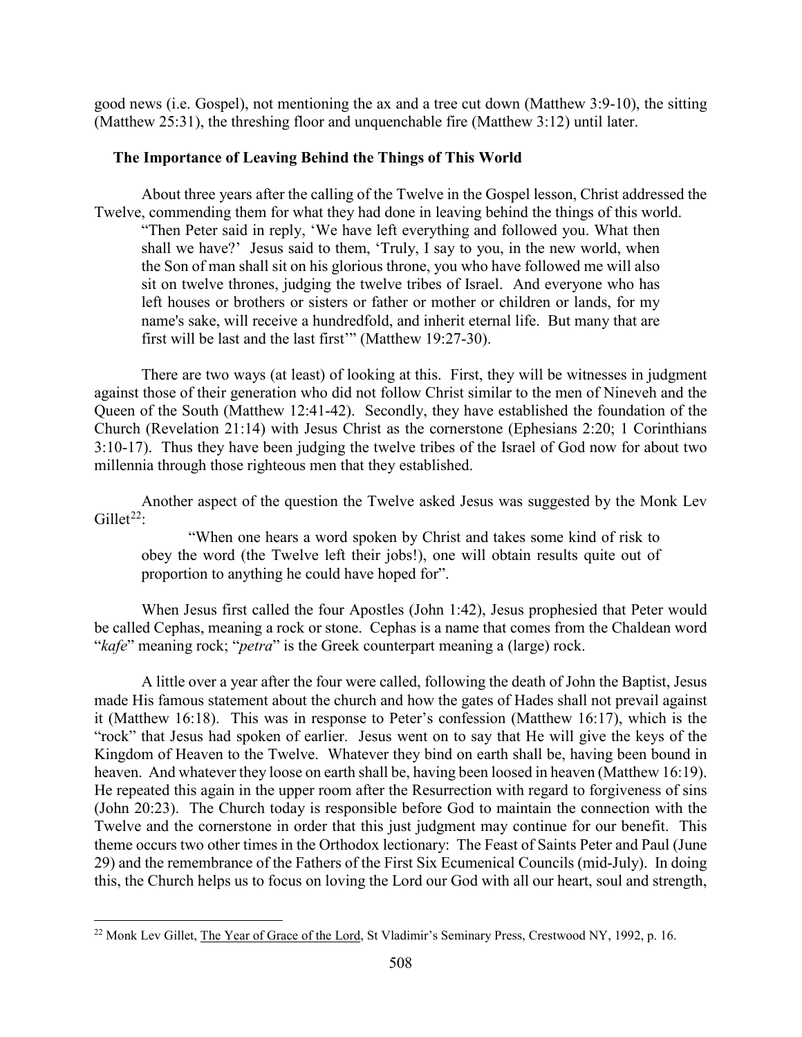good news (i.e. Gospel), not mentioning the ax and a tree cut down (Matthew 3:9-10), the sitting (Matthew 25:31), the threshing floor and unquenchable fire (Matthew 3:12) until later.

### The Importance of Leaving Behind the Things of This World

About three years after the calling of the Twelve in the Gospel lesson, Christ addressed the Twelve, commending them for what they had done in leaving behind the things of this world.

> "Then Peter said in reply, 'We have left everything and followed you. What then shall we have?' Jesus said to them, 'Truly, I say to you, in the new world, when the Son of man shall sit on his glorious throne, you who have followed me will also sit on twelve thrones, judging the twelve tribes of Israel. And everyone who has left houses or brothers or sisters or father or mother or children or lands, for my name's sake, will receive a hundredfold, and inherit eternal life. But many that are first will be last and the last first'" (Matthew 19:27-30).

There are two ways (at least) of looking at this. First, they will be witnesses in judgment against those of their generation who did not follow Christ similar to the men of Nineveh and the Queen of the South (Matthew 12:41-42). Secondly, they have established the foundation of the Church (Revelation 21:14) with Jesus Christ as the cornerstone (Ephesians 2:20; 1 Corinthians 3:10-17). Thus they have been judging the twelve tribes of the Israel of God now for about two millennia through those righteous men that they established.

Another aspect of the question the Twelve asked Jesus was suggested by the Monk Lev Gillet[22]:

> "When one hears a word spoken by Christ and takes some kind of risk to obey the word (the Twelve left their jobs!), one will obtain results quite out of proportion to anything he could have hoped for".

When Jesus first called the four Apostles (John 1:42), Jesus prophesied that Peter would be called Cephas, meaning a rock or stone. Cephas is a name that comes from the Chaldean word "*kafe*" meaning rock; "*petra*" is the Greek counterpart meaning a (large) rock.

A little over a year after the four were called, following the death of John the Baptist, Jesus made His famous statement about the church and how the gates of Hades shall not prevail against it (Matthew 16:18). This was in response to Peter's confession (Matthew 16:17), which is the "rock" that Jesus had spoken of earlier. Jesus went on to say that He will give the keys of the Kingdom of Heaven to the Twelve. Whatever they bind on earth shall be, having been bound in heaven. And whatever they loose on earth shall be, having been loosed in heaven (Matthew 16:19). He repeated this again in the upper room after the Resurrection with regard to forgiveness of sins (John 20:23). The Church today is responsible before God to maintain the connection with the Twelve and the cornerstone in order that this just judgment may continue for our benefit. This theme occurs two other times in the Orthodox lectionary: The Feast of Saints Peter and Paul (June 29) and the remembrance of the Fathers of the First Six Ecumenical Councils (mid-July). In doing this, the Church helps us to focus on loving the Lord our God with all our heart, soul and strength,

[22] Monk Lev Gillet, The Year of Grace of the Lord, St Vladimir's Seminary Press, Crestwood NY, 1992, p. 16.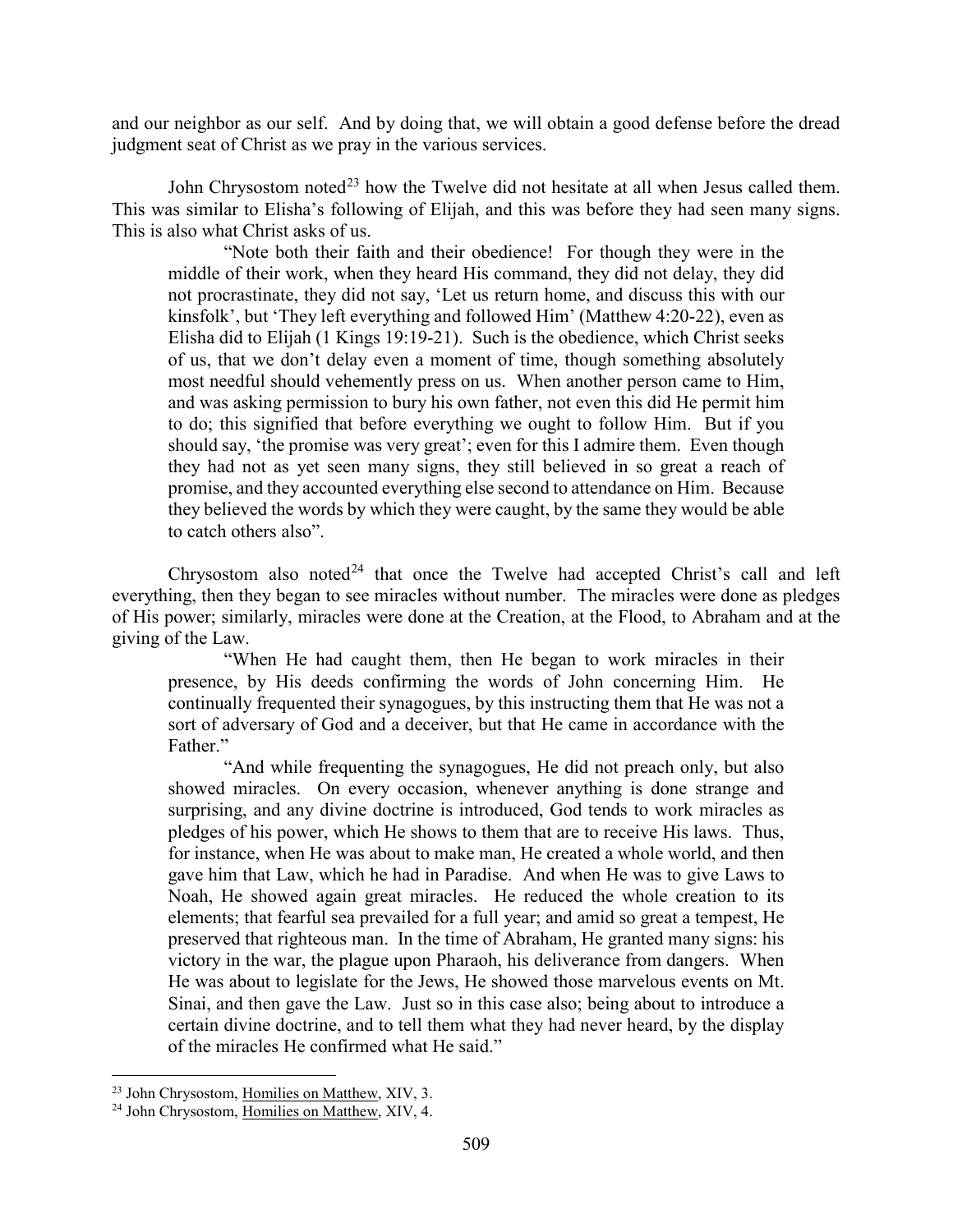and our neighbor as our self. And by doing that, we will obtain a good defense before the dread judgment seat of Christ as we pray in the various services.

John Chrysostom noted[23] how the Twelve did not hesitate at all when Jesus called them. This was similar to Elisha's following of Elijah, and this was before they had seen many signs. This is also what Christ asks of us.

> "Note both their faith and their obedience! For though they were in the middle of their work, when they heard His command, they did not delay, they did not procrastinate, they did not say, 'Let us return home, and discuss this with our kinsfolk', but 'They left everything and followed Him' (Matthew 4:20-22), even as Elisha did to Elijah (1 Kings 19:19-21). Such is the obedience, which Christ seeks of us, that we don't delay even a moment of time, though something absolutely most needful should vehemently press on us. When another person came to Him, and was asking permission to bury his own father, not even this did He permit him to do; this signified that before everything we ought to follow Him. But if you should say, 'the promise was very great'; even for this I admire them. Even though they had not as yet seen many signs, they still believed in so great a reach of promise, and they accounted everything else second to attendance on Him. Because they believed the words by which they were caught, by the same they would be able to catch others also".

Chrysostom also noted[24] that once the Twelve had accepted Christ's call and left everything, then they began to see miracles without number. The miracles were done as pledges of His power; similarly, miracles were done at the Creation, at the Flood, to Abraham and at the giving of the Law.

> "When He had caught them, then He began to work miracles in their presence, by His deeds confirming the words of John concerning Him. He continually frequented their synagogues, by this instructing them that He was not a sort of adversary of God and a deceiver, but that He came in accordance with the Father."
>
> "And while frequenting the synagogues, He did not preach only, but also showed miracles. On every occasion, whenever anything is done strange and surprising, and any divine doctrine is introduced, God tends to work miracles as pledges of his power, which He shows to them that are to receive His laws. Thus, for instance, when He was about to make man, He created a whole world, and then gave him that Law, which he had in Paradise. And when He was to give Laws to Noah, He showed again great miracles. He reduced the whole creation to its elements; that fearful sea prevailed for a full year; and amid so great a tempest, He preserved that righteous man. In the time of Abraham, He granted many signs: his victory in the war, the plague upon Pharaoh, his deliverance from dangers. When He was about to legislate for the Jews, He showed those marvelous events on Mt. Sinai, and then gave the Law. Just so in this case also; being about to introduce a certain divine doctrine, and to tell them what they had never heard, by the display of the miracles He confirmed what He said."

---

[23] John Chrysostom, Homilies on Matthew, XIV, 3.

[24] John Chrysostom, Homilies on Matthew, XIV, 4.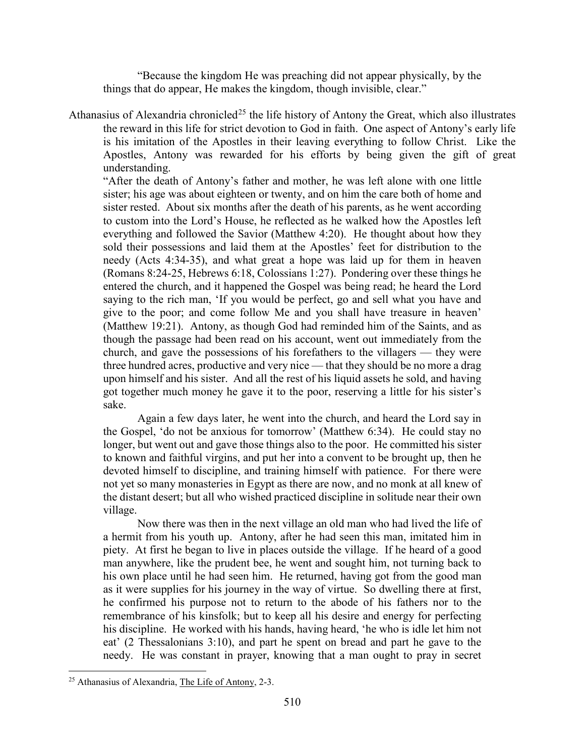"Because the kingdom He was preaching did not appear physically, by the things that do appear, He makes the kingdom, though invisible, clear."

Athanasius of Alexandria chronicled[25] the life history of Antony the Great, which also illustrates the reward in this life for strict devotion to God in faith. One aspect of Antony's early life is his imitation of the Apostles in their leaving everything to follow Christ. Like the Apostles, Antony was rewarded for his efforts by being given the gift of great understanding.

"After the death of Antony's father and mother, he was left alone with one little sister; his age was about eighteen or twenty, and on him the care both of home and sister rested. About six months after the death of his parents, as he went according to custom into the Lord's House, he reflected as he walked how the Apostles left everything and followed the Savior (Matthew 4:20). He thought about how they sold their possessions and laid them at the Apostles' feet for distribution to the needy (Acts 4:34-35), and what great a hope was laid up for them in heaven (Romans 8:24-25, Hebrews 6:18, Colossians 1:27). Pondering over these things he entered the church, and it happened the Gospel was being read; he heard the Lord saying to the rich man, 'If you would be perfect, go and sell what you have and give to the poor; and come follow Me and you shall have treasure in heaven' (Matthew 19:21). Antony, as though God had reminded him of the Saints, and as though the passage had been read on his account, went out immediately from the church, and gave the possessions of his forefathers to the villagers — they were three hundred acres, productive and very nice — that they should be no more a drag upon himself and his sister. And all the rest of his liquid assets he sold, and having got together much money he gave it to the poor, reserving a little for his sister's sake.

Again a few days later, he went into the church, and heard the Lord say in the Gospel, 'do not be anxious for tomorrow' (Matthew 6:34). He could stay no longer, but went out and gave those things also to the poor. He committed his sister to known and faithful virgins, and put her into a convent to be brought up, then he devoted himself to discipline, and training himself with patience. For there were not yet so many monasteries in Egypt as there are now, and no monk at all knew of the distant desert; but all who wished practiced discipline in solitude near their own village.

Now there was then in the next village an old man who had lived the life of a hermit from his youth up. Antony, after he had seen this man, imitated him in piety. At first he began to live in places outside the village. If he heard of a good man anywhere, like the prudent bee, he went and sought him, not turning back to his own place until he had seen him. He returned, having got from the good man as it were supplies for his journey in the way of virtue. So dwelling there at first, he confirmed his purpose not to return to the abode of his fathers nor to the remembrance of his kinsfolk; but to keep all his desire and energy for perfecting his discipline. He worked with his hands, having heard, 'he who is idle let him not eat' (2 Thessalonians 3:10), and part he spent on bread and part he gave to the needy. He was constant in prayer, knowing that a man ought to pray in secret

[25] Athanasius of Alexandria, The Life of Antony, 2-3.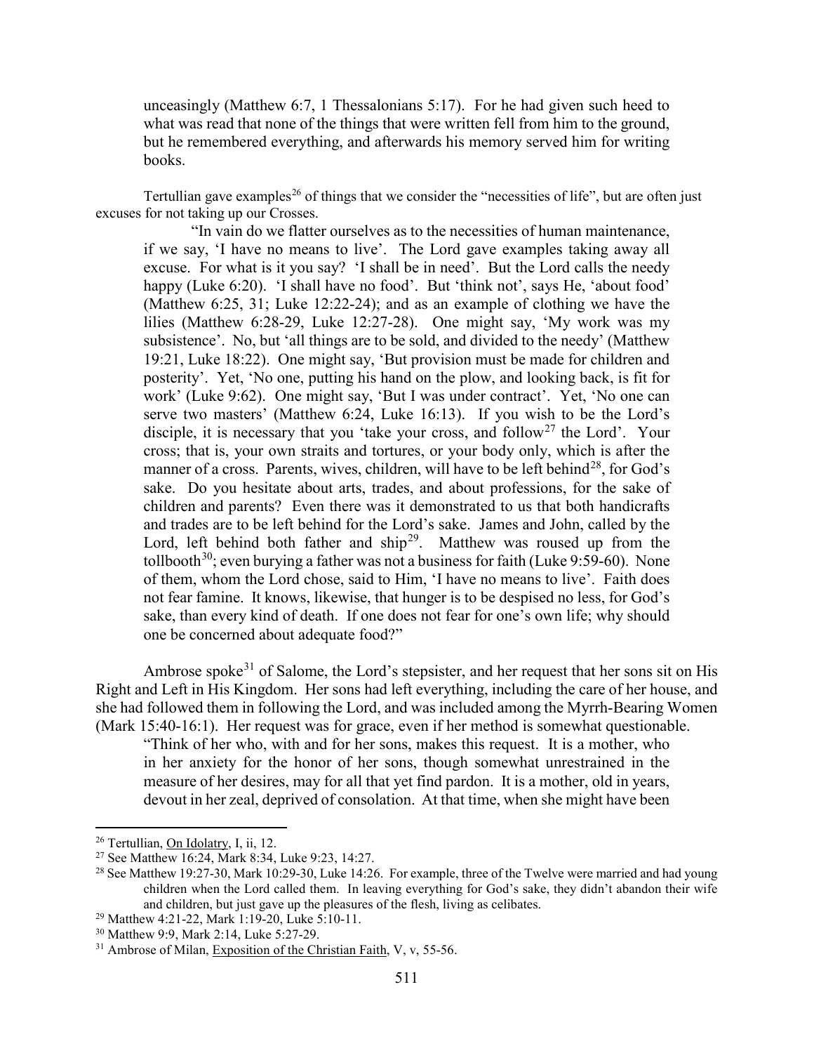> unceasingly (Matthew 6:7, 1 Thessalonians 5:17). For he had given such heed to what was read that none of the things that were written fell from him to the ground, but he remembered everything, and afterwards his memory served him for writing books.

Tertullian gave examples[26] of things that we consider the "necessities of life", but are often just excuses for not taking up our Crosses.

> "In vain do we flatter ourselves as to the necessities of human maintenance, if we say, 'I have no means to live'. The Lord gave examples taking away all excuse. For what is it you say? 'I shall be in need'. But the Lord calls the needy happy (Luke 6:20). 'I shall have no food'. But 'think not', says He, 'about food' (Matthew 6:25, 31; Luke 12:22-24); and as an example of clothing we have the lilies (Matthew 6:28-29, Luke 12:27-28). One might say, 'My work was my subsistence'. No, but 'all things are to be sold, and divided to the needy' (Matthew 19:21, Luke 18:22). One might say, 'But provision must be made for children and posterity'. Yet, 'No one, putting his hand on the plow, and looking back, is fit for work' (Luke 9:62). One might say, 'But I was under contract'. Yet, 'No one can serve two masters' (Matthew 6:24, Luke 16:13). If you wish to be the Lord's disciple, it is necessary that you 'take your cross, and follow[27] the Lord'. Your cross; that is, your own straits and tortures, or your body only, which is after the manner of a cross. Parents, wives, children, will have to be left behind[28], for God's sake. Do you hesitate about arts, trades, and about professions, for the sake of children and parents? Even there was it demonstrated to us that both handicrafts and trades are to be left behind for the Lord's sake. James and John, called by the Lord, left behind both father and ship[29]. Matthew was roused up from the tollbooth[30]; even burying a father was not a business for faith (Luke 9:59-60). None of them, whom the Lord chose, said to Him, 'I have no means to live'. Faith does not fear famine. It knows, likewise, that hunger is to be despised no less, for God's sake, than every kind of death. If one does not fear for one's own life; why should one be concerned about adequate food?"

Ambrose spoke[31] of Salome, the Lord's stepsister, and her request that her sons sit on His Right and Left in His Kingdom. Her sons had left everything, including the care of her house, and she had followed them in following the Lord, and was included among the Myrrh-Bearing Women (Mark 15:40-16:1). Her request was for grace, even if her method is somewhat questionable.

> "Think of her who, with and for her sons, makes this request. It is a mother, who in her anxiety for the honor of her sons, though somewhat unrestrained in the measure of her desires, may for all that yet find pardon. It is a mother, old in years, devout in her zeal, deprived of consolation. At that time, when she might have been

---

[26] Tertullian, On Idolatry, I, ii, 12.

[27] See Matthew 16:24, Mark 8:34, Luke 9:23, 14:27.

[28] See Matthew 19:27-30, Mark 10:29-30, Luke 14:26. For example, three of the Twelve were married and had young children when the Lord called them. In leaving everything for God's sake, they didn't abandon their wife and children, but just gave up the pleasures of the flesh, living as celibates.

[29] Matthew 4:21-22, Mark 1:19-20, Luke 5:10-11.

[30] Matthew 9:9, Mark 2:14, Luke 5:27-29.

[31] Ambrose of Milan, Exposition of the Christian Faith, V, v, 55-56.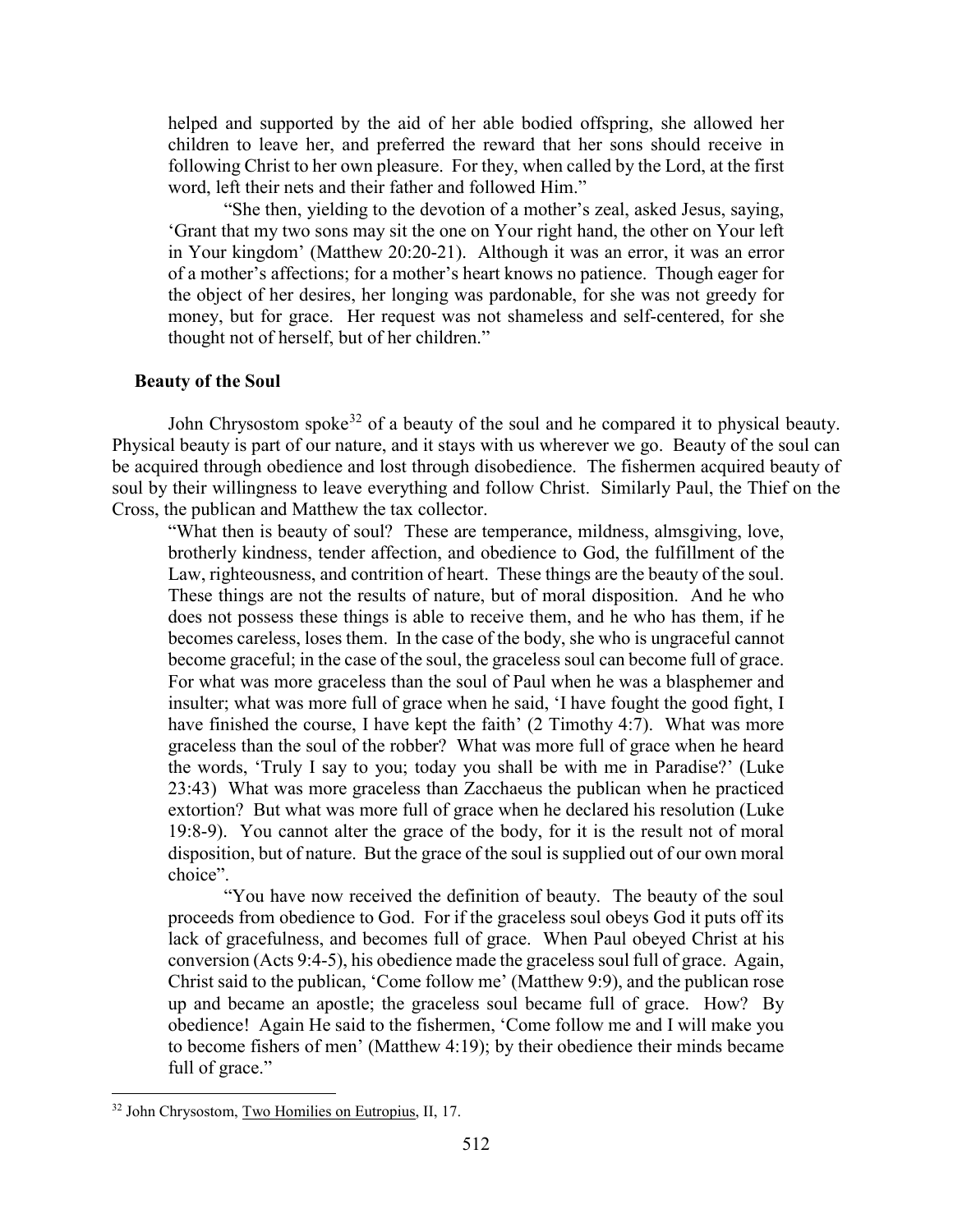helped and supported by the aid of her able bodied offspring, she allowed her children to leave her, and preferred the reward that her sons should receive in following Christ to her own pleasure. For they, when called by the Lord, at the first word, left their nets and their father and followed Him."

> "She then, yielding to the devotion of a mother's zeal, asked Jesus, saying, 'Grant that my two sons may sit the one on Your right hand, the other on Your left in Your kingdom' (Matthew 20:20-21). Although it was an error, it was an error of a mother's affections; for a mother's heart knows no patience. Though eager for the object of her desires, her longing was pardonable, for she was not greedy for money, but for grace. Her request was not shameless and self-centered, for she thought not of herself, but of her children."

### Beauty of the Soul

John Chrysostom spoke[32] of a beauty of the soul and he compared it to physical beauty. Physical beauty is part of our nature, and it stays with us wherever we go. Beauty of the soul can be acquired through obedience and lost through disobedience. The fishermen acquired beauty of soul by their willingness to leave everything and follow Christ. Similarly Paul, the Thief on the Cross, the publican and Matthew the tax collector.

> "What then is beauty of soul? These are temperance, mildness, almsgiving, love, brotherly kindness, tender affection, and obedience to God, the fulfillment of the Law, righteousness, and contrition of heart. These things are the beauty of the soul. These things are not the results of nature, but of moral disposition. And he who does not possess these things is able to receive them, and he who has them, if he becomes careless, loses them. In the case of the body, she who is ungraceful cannot become graceful; in the case of the soul, the graceless soul can become full of grace. For what was more graceless than the soul of Paul when he was a blasphemer and insulter; what was more full of grace when he said, 'I have fought the good fight, I have finished the course, I have kept the faith' (2 Timothy 4:7). What was more graceless than the soul of the robber? What was more full of grace when he heard the words, 'Truly I say to you; today you shall be with me in Paradise?' (Luke 23:43) What was more graceless than Zacchaeus the publican when he practiced extortion? But what was more full of grace when he declared his resolution (Luke 19:8-9). You cannot alter the grace of the body, for it is the result not of moral disposition, but of nature. But the grace of the soul is supplied out of our own moral choice".
>
> "You have now received the definition of beauty. The beauty of the soul proceeds from obedience to God. For if the graceless soul obeys God it puts off its lack of gracefulness, and becomes full of grace. When Paul obeyed Christ at his conversion (Acts 9:4-5), his obedience made the graceless soul full of grace. Again, Christ said to the publican, 'Come follow me' (Matthew 9:9), and the publican rose up and became an apostle; the graceless soul became full of grace. How? By obedience! Again He said to the fishermen, 'Come follow me and I will make you to become fishers of men' (Matthew 4:19); by their obedience their minds became full of grace."

---

[32] John Chrysostom, Two Homilies on Eutropius, II, 17.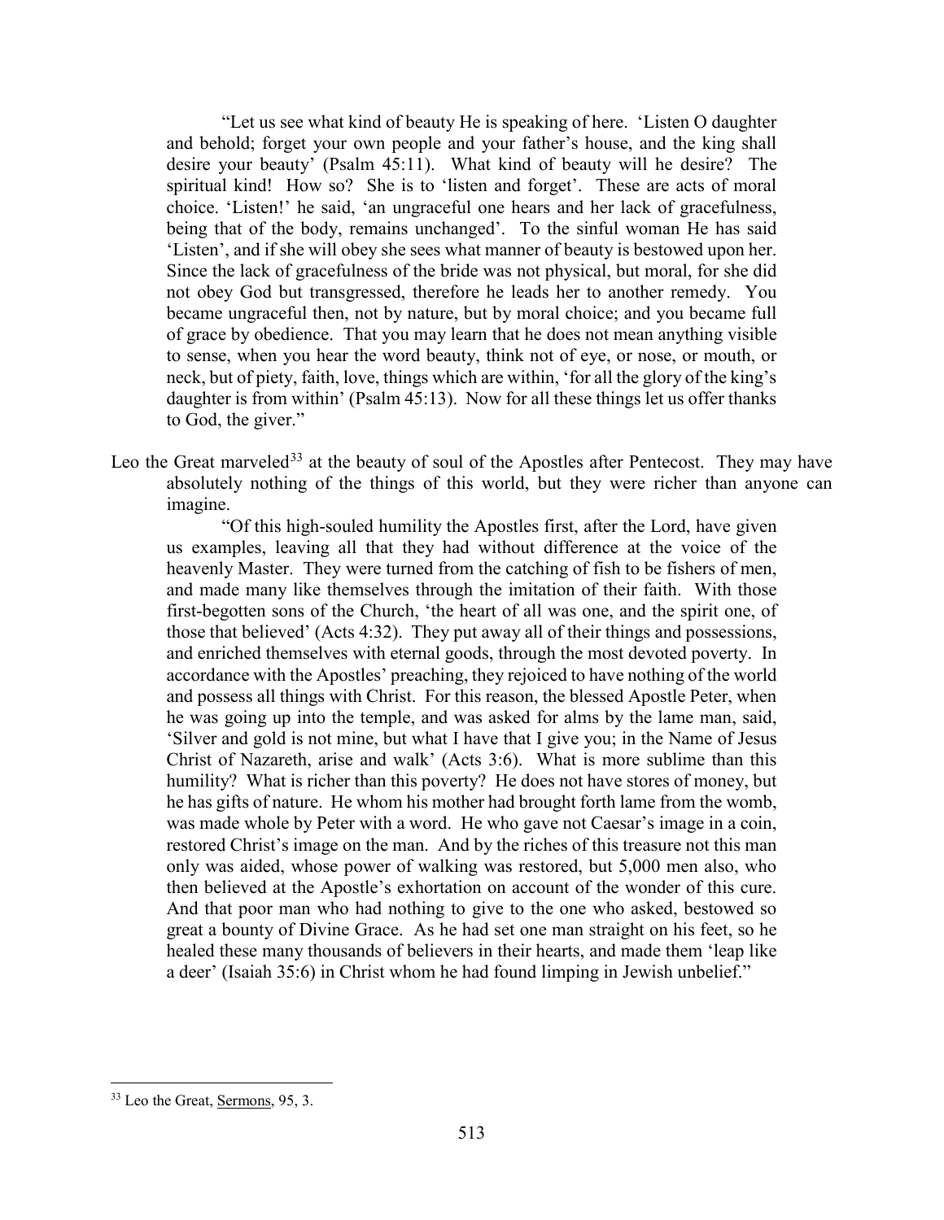"Let us see what kind of beauty He is speaking of here. 'Listen O daughter and behold; forget your own people and your father's house, and the king shall desire your beauty' (Psalm 45:11). What kind of beauty will he desire? The spiritual kind! How so? She is to 'listen and forget'. These are acts of moral choice. 'Listen!' he said, 'an ungraceful one hears and her lack of gracefulness, being that of the body, remains unchanged'. To the sinful woman He has said 'Listen', and if she will obey she sees what manner of beauty is bestowed upon her. Since the lack of gracefulness of the bride was not physical, but moral, for she did not obey God but transgressed, therefore he leads her to another remedy. You became ungraceful then, not by nature, but by moral choice; and you became full of grace by obedience. That you may learn that he does not mean anything visible to sense, when you hear the word beauty, think not of eye, or nose, or mouth, or neck, but of piety, faith, love, things which are within, 'for all the glory of the king's daughter is from within' (Psalm 45:13). Now for all these things let us offer thanks to God, the giver."

Leo the Great marveled[33] at the beauty of soul of the Apostles after Pentecost. They may have absolutely nothing of the things of this world, but they were richer than anyone can imagine.

"Of this high-souled humility the Apostles first, after the Lord, have given us examples, leaving all that they had without difference at the voice of the heavenly Master. They were turned from the catching of fish to be fishers of men, and made many like themselves through the imitation of their faith. With those first-begotten sons of the Church, 'the heart of all was one, and the spirit one, of those that believed' (Acts 4:32). They put away all of their things and possessions, and enriched themselves with eternal goods, through the most devoted poverty. In accordance with the Apostles' preaching, they rejoiced to have nothing of the world and possess all things with Christ. For this reason, the blessed Apostle Peter, when he was going up into the temple, and was asked for alms by the lame man, said, 'Silver and gold is not mine, but what I have that I give you; in the Name of Jesus Christ of Nazareth, arise and walk' (Acts 3:6). What is more sublime than this humility? What is richer than this poverty? He does not have stores of money, but he has gifts of nature. He whom his mother had brought forth lame from the womb, was made whole by Peter with a word. He who gave not Caesar's image in a coin, restored Christ's image on the man. And by the riches of this treasure not this man only was aided, whose power of walking was restored, but 5,000 men also, who then believed at the Apostle's exhortation on account of the wonder of this cure. And that poor man who had nothing to give to the one who asked, bestowed so great a bounty of Divine Grace. As he had set one man straight on his feet, so he healed these many thousands of believers in their hearts, and made them 'leap like a deer' (Isaiah 35:6) in Christ whom he had found limping in Jewish unbelief."

---

[33] Leo the Great, Sermons, 95, 3.